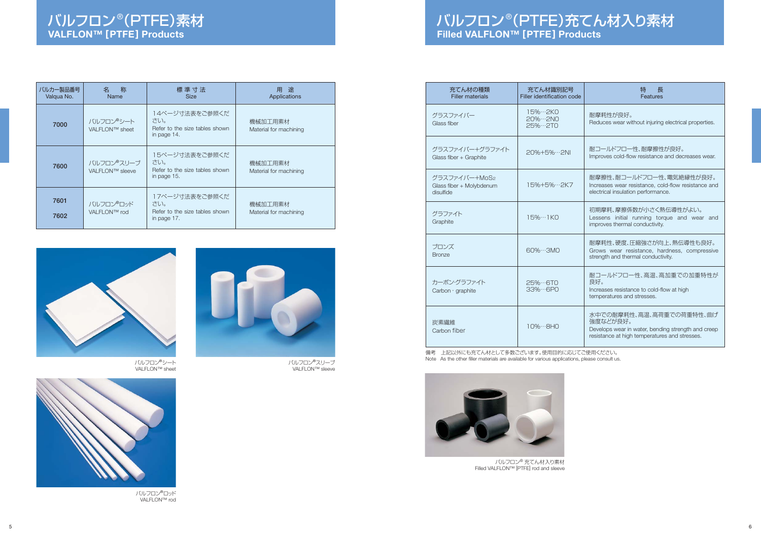# バルフロン®(PTFE)素材
## VALFLON™ [PTFE] Products

| バルカー製品番号 Valqua No. | 名　称 Name | 標準寸法 Size | 用　途 Applications |
|---|---|---|---|
| **7000** | バルフロン®シート VALFLON™ sheet | 14ページ寸法表をご参照ください。 Refer to the size tables shown in page 14. | 機械加工用素材 Material for machining |
| **7600** | バルフロン®スリーブ VALFLON™ sleeve | 15ページ寸法表をご参照ください。 Refer to the size tables shown in page 15. | 機械加工用素材 Material for machining |
| **7601** **7602** | バルフロン®ロッド VALFLON™ rod | 17ページ寸法表をご参照ください。 Refer to the size tables shown in page 17. | 機械加工用素材 Material for machining |

バルフロン®シート
VALFLON™ sheet

バルフロン®スリーブ
VALFLON™ sleeve

バルフロン®ロッド
VALFLON™ rod

# バルフロン®(PTFE)充てん材入り素材
## Filled VALFLON™ [PTFE] Products

| 充てん材の種類 Filler materials | 充てん材識別記号 Filler identification code | 特　長 Features |
|---|---|---|
| グラスファイバー Glass fiber | 15%…2K0 20%…2N0 25%…2T0 | 耐摩耗性が良好。 Reduces wear without injuring electrical properties. |
| グラスファイバー+グラファイト Glass fiber + Graphite | 20%+5%…2NI | 耐コールドフロー性、耐摩擦性が良好。 Improves cold-flow resistance and decreases wear. |
| グラスファイバー+MoS2 Glass fiber + Molybdenum disulfide | 15%+5%…2K7 | 耐摩擦性、耐コールドフロー性、電気絶縁性が良好。 Increases wear resistance, cold-flow resistance and electrical insulation performance. |
| グラファイト Graphite | 15%…1K0 | 初期摩耗、摩擦係数が小さく熱伝導性がよい。 Lessens initial running torque and wear and improves thermal conductivity. |
| ブロンズ Bronze | 60%…3M0 | 耐摩耗性、硬度、圧縮強さが向上、熱伝導性も良好。 Grows wear resistance, hardness, compressive strength and thermal conductivity. |
| カーボン·グラファイト Carbon · graphite | 25%…6T0 33%…6P0 | 耐コールドフロー性、高温、高加重での加重特性が良好。 Increases resistance to cold-flow at high temperatures and stresses. |
| 炭素繊維 Carbon fiber | 10%…8H0 | 水中での耐摩耗性、高温、高荷重での荷重特性、曲げ強度などが良好。 Develops wear in water, bending strength and creep resistance at high temperatures and stresses. |

備考　上記以外にも充てん材として多数ございます。使用目的に応じてご使用ください。
Note　As the other filler materials are available for various applications, please consult us.

バルフロン® 充てん材入り素材
Filled VALFLON™ [PTFE] rod and sleeve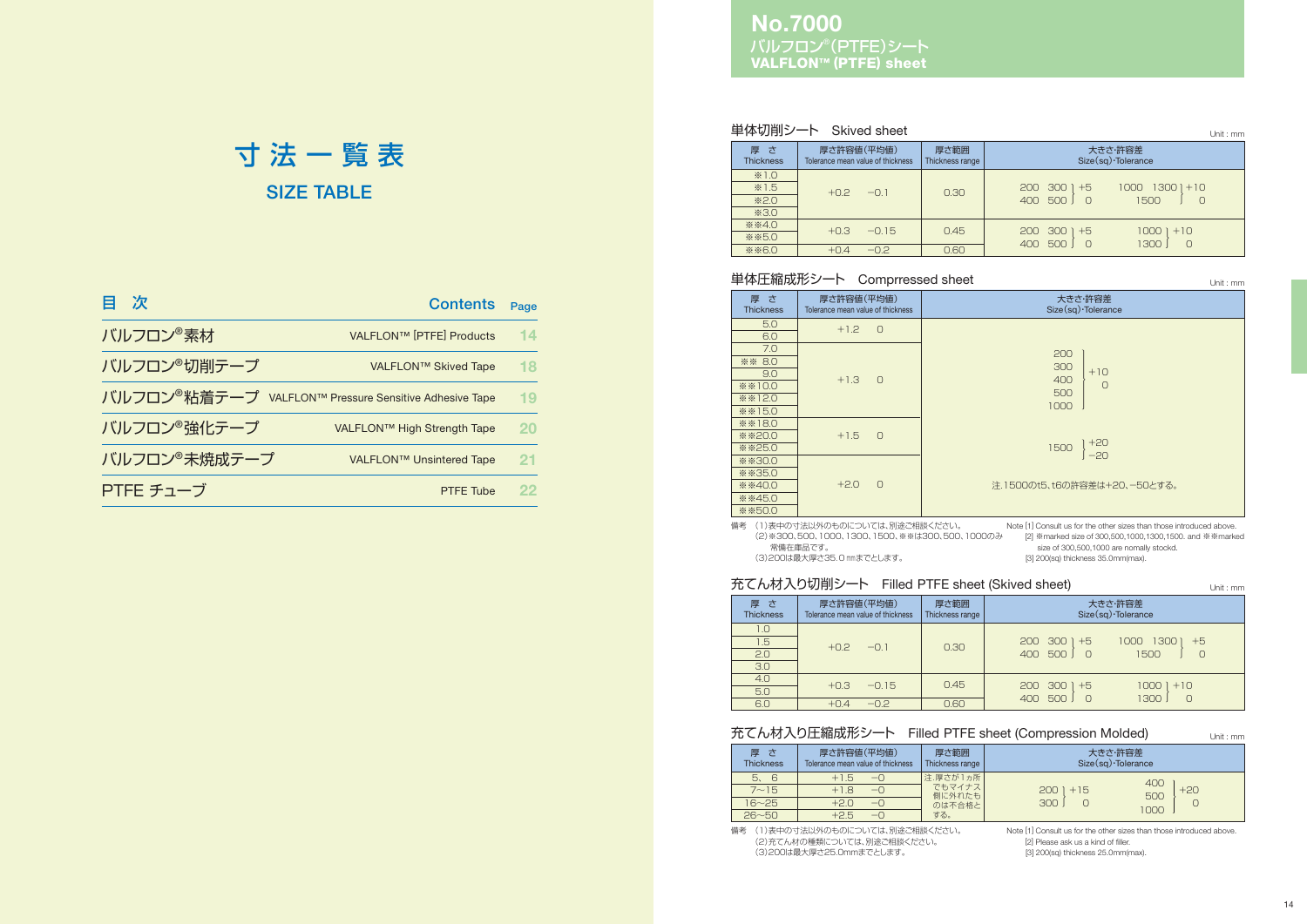# 寸法一覧表

## SIZE TABLE

| 目　次 | Contents | Page |
|---|---|---|
| バルフロン®素材 | VALFLON™ [PTFE] Products | 14 |
| バルフロン®切削テープ | VALFLON™ Skived Tape | 18 |
| バルフロン®粘着テープ | VALFLON™ Pressure Sensitive Adhesive Tape | 19 |
| バルフロン®強化テープ | VALFLON™ High Strength Tape | 20 |
| バルフロン®未焼成テープ | VALFLON™ Unsintered Tape | 21 |
| PTFE チューブ | PTFE Tube | 22 |

# No.7000

## バルフロン®(PTFE)シート
## VALFLON™ (PTFE) sheet

### 単体切削シート　Skived sheet

Unit : mm

| 厚さ Thickness | 厚さ許容値(平均値) Tolerance mean value of thickness | 厚さ範囲 Thickness range | 大きさ·許容差 Size(sq)·Tolerance |
|---|---|---|---|
| ※1.0 | +0.2　−0.1 | 0.30 | 200　300　400　500 (+5 / 0)　1000　1300　1500 (+10 / 0) |
| ※1.5 | | | |
| ※2.0 | | | |
| ※3.0 | | | |
| ※※4.0 | +0.3　−0.15 | 0.45 | 200　300　400　500 (+5 / 0)　1000　1300 (+10 / 0) |
| ※※5.0 | | | |
| ※※6.0 | +0.4　−0.2 | 0.60 | |

### 単体圧縮成形シート　Comprressed sheet

Unit : mm

| 厚さ Thickness | 厚さ許容値(平均値) Tolerance mean value of thickness | 大きさ·許容差 Size(sq)·Tolerance |
|---|---|---|
| 5.0 | +1.2　0 | 200　300　400　500　1000 (+10 / 0) |
| 6.0 | | |
| 7.0 | +1.3　0 | |
| ※※ 8.0 | | |
| 9.0 | | |
| ※※10.0 | | |
| ※※12.0 | | |
| ※※15.0 | | |
| ※※18.0 | +1.5　0 | 1500 (+20 / −20) |
| ※※20.0 | | |
| ※※25.0 | | |
| ※※30.0 | +2.0　0 | 注.1500のt5、t6の許容差は+20、−50とする。 |
| ※※35.0 | | |
| ※※40.0 | | |
| ※※45.0 | | |
| ※※50.0 | | |

備考　(1)表中の寸法以外のものについては、別途ご相談ください。
(2)※300、500、1000、1300、1500、※※は300、500、1000のみ常備在庫品です。
(3)200は最大厚さ35.0㎜までとします。

Note [1] Consult us for the other sizes than those introduced above.
[2] ※marked size of 300,500,1000,1300,1500. and ※※marked size of 300,500,1000 are nomally stocked.
[3] 200(sq) thickness 35.0mm(max).

### 充てん材入り切削シート　Filled PTFE sheet (Skived sheet)

Unit : mm

| 厚さ Thickness | 厚さ許容値(平均値) Tolerance mean value of thickness | 厚さ範囲 Thickness range | 大きさ·許容差 Size(sq)·Tolerance |
|---|---|---|---|
| 1.0 | +0.2　−0.1 | 0.30 | 200　300　400　500 (+5 / 0)　1000　1300　1500 (+5 / 0) |
| 1.5 | | | |
| 2.0 | | | |
| 3.0 | | | |
| 4.0 | +0.3　−0.15 | 0.45 | 200　300　400　500 (+5 / 0)　1000　1300 (+10 / 0) |
| 5.0 | | | |
| 6.0 | +0.4　−0.2 | 0.60 | |

### 充てん材入り圧縮成形シート　Filled PTFE sheet (Compression Molded)

Unit : mm

| 厚さ Thickness | 厚さ許容値(平均値) Tolerance mean value of thickness | 厚さ範囲 Thickness range | 大きさ·許容差 Size(sq)·Tolerance |
|---|---|---|---|
| 5、6 | +1.5　−0 | 注.厚さが1カ所でもマイナス側に外れたものは不合格とする。 | 200　300 (+15 / 0)　400　500　1000 (+20 / 0) |
| 7〜15 | +1.8　−0 | | |
| 16〜25 | +2.0　−0 | | |
| 26〜50 | +2.5　−0 | | |

備考　(1)表中の寸法以外のものについては、別途ご相談ください。
(2)充てん材の種類については、別途ご相談ください。
(3)200は最大厚さ25.0mmまでとします。

Note [1] Consult us for the other sizes than those introduced above.
[2] Please ask us a kind of filler.
[3] 200(sq) thickness 25.0mm(max).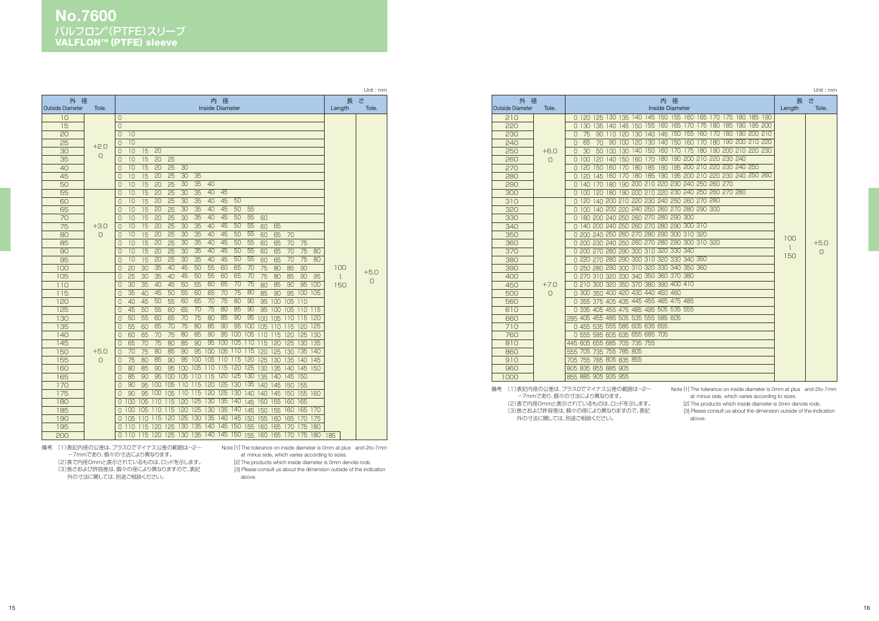# No.7600
## バルフロン®(PTFE)スリーブ
## VALFLON™ (PTFE) sleeve

Unit : mm

| 外 径 Outside Diameter | Tole. | 内 径 Inside Diameter | 長 さ Length | Tole. |
|---|---|---|---|---|
| 10 | +2.0 0 | 0 | 100 ～ 150 | +5.0 0 |
| 15 | | 0 | | |
| 20 | | 0 10 | | |
| 25 | | 0 10 | | |
| 30 | | 0 10 15 20 | | |
| 35 | | 0 10 15 20 25 | | |
| 40 | | 0 10 15 20 25 30 | | |
| 45 | | 0 10 15 20 25 30 35 | | |
| 50 | | 0 10 15 20 25 30 35 40 | | |
| 55 | +3.0 0 | 0 10 15 20 25 30 35 40 45 | | |
| 60 | | 0 10 15 20 25 30 35 40 45 50 | | |
| 65 | | 0 10 15 20 25 30 35 40 45 50 55 | | |
| 70 | | 0 10 15 20 25 30 35 40 45 50 55 60 | | |
| 75 | | 0 10 15 20 25 30 35 40 45 50 55 60 65 | | |
| 80 | | 0 10 15 20 25 30 35 40 45 50 55 60 65 70 | | |
| 85 | | 0 10 15 20 25 30 35 40 45 50 55 60 65 70 75 | | |
| 90 | | 0 10 15 20 25 30 35 40 45 50 55 60 65 70 75 80 | | |
| 95 | | 0 10 15 20 25 30 35 40 45 50 55 60 65 70 75 80 | | |
| 100 | | 0 20 30 35 40 45 50 55 60 65 70 75 80 85 90 | | |
| 105 | +5.0 0 | 0 25 30 35 40 45 50 55 60 65 70 75 80 85 90 95 | | |
| 110 | | 0 30 35 40 45 50 55 60 65 70 75 80 85 90 95 100 | | |
| 115 | | 0 35 40 45 50 55 60 65 70 75 80 85 90 95 100 105 | | |
| 120 | | 0 40 45 50 55 60 65 70 75 80 90 95 100 105 110 | | |
| 125 | | 0 45 50 55 60 65 70 75 80 85 90 95 100 105 110 115 | | |
| 130 | | 0 50 55 60 65 70 75 80 85 90 95 100 105 110 115 120 | | |
| 135 | | 0 55 60 65 70 75 80 85 90 95 100 105 110 115 120 125 | | |
| 140 | | 0 60 65 70 75 80 85 90 95 100 105 110 115 120 125 130 | | |
| 145 | | 0 65 70 75 80 85 90 95 100 105 110 115 120 125 130 135 | | |
| 150 | | 0 70 75 80 85 90 95 100 105 110 115 120 125 130 135 140 | | |
| 155 | | 0 75 80 85 90 95 100 105 110 115 120 125 130 135 140 145 | | |
| 160 | | 0 80 85 90 95 100 105 110 115 120 125 130 135 140 145 150 | | |
| 165 | | 0 85 90 95 100 105 110 115 120 125 130 135 140 145 150 | | |
| 170 | | 0 90 95 100 105 110 115 120 125 130 135 140 145 150 155 | | |
| 175 | | 0 90 95 100 105 110 115 120 125 130 140 140 145 150 155 160 | | |
| 180 | | 0 100 105 110 115 120 125 130 135 140 145 150 155 160 165 | | |
| 185 | | 0 100 105 110 115 120 125 130 135 140 145 150 155 160 165 170 | | |
| 190 | | 0 105 110 115 120 125 130 135 140 145 150 155 160 165 170 175 | | |
| 195 | | 0 110 115 120 125 130 135 140 145 150 155 160 165 170 175 180 | | |
| 200 | | 0 110 115 120 125 130 135 140 145 150 155 160 165 170 175 180 185 | | |

備考 (1)表記内径の公差は、プラス0でマイナス公差の範囲は−2〜−7mmであり、個々の寸法により異なります。
(2)表で内径0mmと表示されているものは、ロッドを示します。
(3)長さおよび許容差は、個々の径により異なりますので、表記外の寸法に関しては、別途ご相談ください。

Note [1] The tolerance on inside diameter is 0mm at plus and-2to-7mm at minus side, which varies according to sizes.
[2] The products which inside diameter is 0mm denote rods.
[3] Please consult us about the dimension outside of the indication above.

Unit : mm

| 外 径 Outside Diameter | Tole. | 内 径 Inside Diameter | 長 さ Length | Tole. |
|---|---|---|---|---|
| 210 | +6.0 0 | 0 120 125 130 135 140 145 150 155 160 165 170 175 180 185 190 | 100 ～ 150 | +5.0 0 |
| 220 | | 0 130 135 140 145 150 155 160 165 170 175 180 185 190 195 200 | | |
| 230 | | 0 75 90 110 120 130 140 150 155 160 170 180 190 200 210 | | |
| 240 | | 0 65 70 90 100 120 130 140 150 160 170 180 190 200 210 220 | | |
| 250 | | 0 30 50 100 130 140 150 160 170 175 180 190 200 210 220 230 | | |
| 260 | | 0 100 120 140 150 160 170 180 190 200 210 220 230 240 | | |
| 270 | | 0 120 150 160 170 180 185 190 195 200 210 220 230 240 250 | | |
| 280 | | 0 120 145 160 170 180 185 190 195 200 210 220 230 240 250 260 | | |
| 290 | | 0 140 170 180 190 200 210 220 230 240 250 260 270 | | |
| 300 | | 0 100 120 180 190 200 210 220 230 240 250 260 270 280 | | |
| 310 | +7.0 0 | 0 120 140 200 210 220 230 240 250 260 270 280 | | |
| 320 | | 0 100 140 200 220 240 250 260 270 280 290 300 | | |
| 330 | | 0 180 200 240 250 260 270 280 290 300 | | |
| 340 | | 0 140 200 240 250 260 270 280 290 300 310 | | |
| 350 | | 0 200 240 250 260 270 280 290 300 310 320 | | |
| 360 | | 0 200 230 240 250 260 270 280 290 300 310 320 | | |
| 370 | | 0 200 270 280 290 300 310 320 330 340 | | |
| 380 | | 0 220 270 280 290 300 310 320 330 340 350 | | |
| 390 | | 0 250 280 290 300 310 320 330 340 350 360 | | |
| 400 | | 0 270 310 320 330 340 350 360 370 380 | | |
| 450 | | 0 210 300 320 350 370 380 390 400 410 | | |
| 500 | | 0 300 350 400 420 430 440 450 460 | | |
| 560 | | 0 355 375 405 435 445 455 465 475 485 | | |
| 610 | | 0 335 405 455 475 485 495 505 535 555 | | |
| 660 | | 285 405 455 485 505 535 555 585 605 | | |
| 710 | | 0 455 535 555 585 605 635 655 | | |
| 760 | | 0 555 585 605 635 655 685 705 | | |
| 810 | | 445 605 655 685 705 735 755 | | |
| 860 | | 555 705 735 755 785 805 | | |
| 910 | | 705 755 785 805 835 855 | | |
| 960 | | 805 835 855 885 905 | | |
| 1000 | | 855 885 905 935 955 | | |

備考 (1)表記内径の公差は、プラス0でマイナス公差の範囲は−2〜−7mmであり、個々の寸法により異なります。
(2)表で内径0mmと表示されているものは、ロッドを示します。
(3)長さおよび許容差は、個々の径により異なりますので、表記外の寸法に関しては、別途ご相談ください。

Note [1] The tolerance on inside diameter is 0mm at plus and-2to-7mm at minus side, which varies according to sizes.
[2] The products which inside diameter is 0mm denote rods.
[3] Please consult us about the dimension outside of the indication above.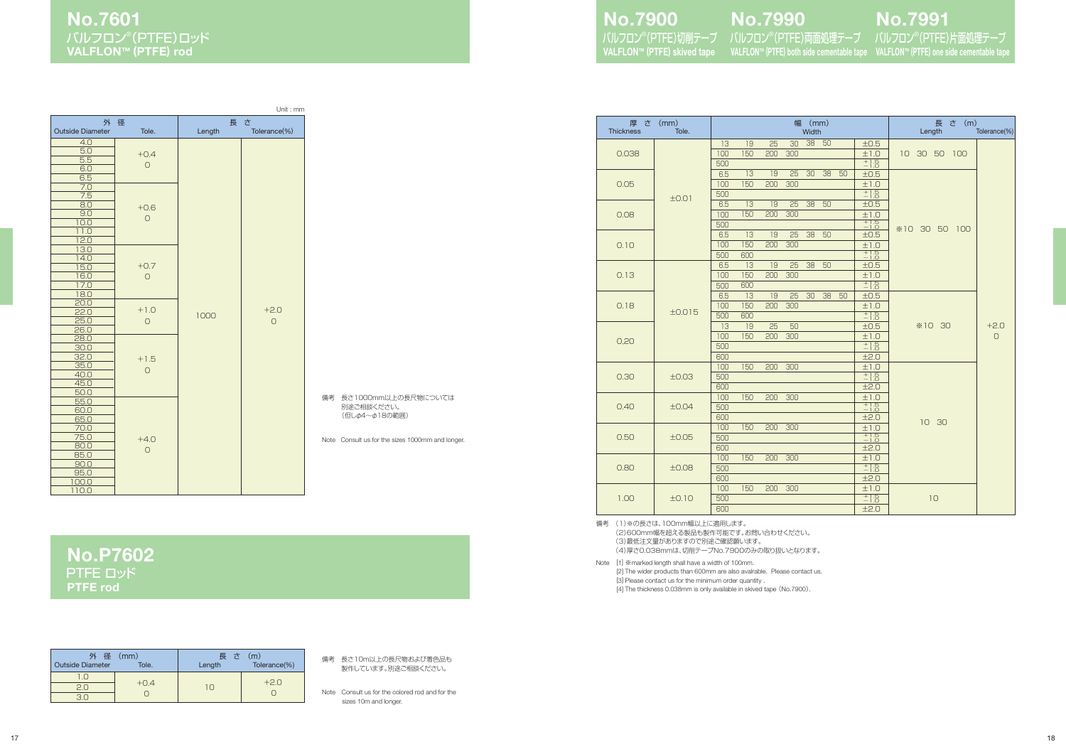# No.7601
## バルフロン®(PTFE)ロッド
## VALFLON™ (PTFE) rod

Unit : mm

| 外 径 Outside Diameter | Tole. | 長 さ Length | Tolerance(%) |
|---|---|---|---|
| 4.0 | +0.4 0 | 1000 | +2.0 0 |
| 5.0 | | | |
| 5.5 | | | |
| 6.0 | | | |
| 6.5 | | | |
| 7.0 | +0.6 0 | | |
| 7.5 | | | |
| 8.0 | | | |
| 9.0 | | | |
| 10.0 | | | |
| 11.0 | | | |
| 12.0 | | | |
| 13.0 | +0.7 0 | | |
| 14.0 | | | |
| 15.0 | | | |
| 16.0 | | | |
| 17.0 | | | |
| 18.0 | | | |
| 20.0 | +1.0 0 | | |
| 22.0 | | | |
| 25.0 | | | |
| 26.0 | | | |
| 28.0 | +1.5 0 | | |
| 30.0 | | | |
| 32.0 | | | |
| 35.0 | | | |
| 40.0 | | | |
| 45.0 | | | |
| 50.0 | | | |
| 55.0 | +4.0 0 | | |
| 60.0 | | | |
| 65.0 | | | |
| 70.0 | | | |
| 75.0 | | | |
| 80.0 | | | |
| 85.0 | | | |
| 90.0 | | | |
| 95.0 | | | |
| 100.0 | | | |
| 110.0 | | | |

備考　長さ1000mm以上の長尺物については別途ご相談ください。（但しφ4～φ18の範囲）

Note　Consult us for the sizes 1000mm and longer.

# No.P7602
## PTFE ロッド
## PTFE rod

| 外 径 (mm) Outside Diameter | Tole. | 長 さ (m) Length | Tolerance(%) |
|---|---|---|---|
| 1.0 | +0.4 0 | 10 | +2.0 0 |
| 2.0 | | | |
| 3.0 | | | |

備考　長さ10m以上の長尺物および着色品も製作しています。別途ご相談ください。

Note　Consult us for the colored rod and for the sizes 10m and longer.

# No.7900 バルフロン®(PTFE)切削テープ VALFLON™ (PTFE) skived tape
# No.7990 バルフロン®(PTFE)両面処理テープ VALFLON™ (PTFE) both side cementable tape
# No.7991 バルフロン®(PTFE)片面処理テープ VALFLON™ (PTFE) one side cementable tape

| 厚 さ (mm) Thickness | Tole. | 幅 (mm) Width | | 長 さ (m) Length | Tolerance(%) |
|---|---|---|---|---|---|
| 0.038 | ±0.01 | 13　19　25　30　38　50 | ±0.5 | 10　30　50　100 | +2.0 0 |
| | | 100　150　200　300 | ±1.0 | | |
| | | 500 | +1.5 −1.0 | | |
| 0.05 | | 6.5　13　19　25　30　38　50 | ±0.5 | ※10　30　50　100 | |
| | | 100　150　200　300 | ±1.0 | | |
| | | 500 | +1.5 −1.0 | | |
| 0.08 | | 6.5　13　19　25　38　50 | ±0.5 | | |
| | | 100　150　200　300 | ±1.0 | | |
| | | 500 | +1.5 −1.0 | | |
| 0.10 | | 6.5　13　19　25　38　50 | ±0.5 | | |
| | | 100　150　200　300 | ±1.0 | | |
| | | 500　600 | +1.5 −1.0 | | |
| 0.13 | ±0.015 | 6.5　13　19　25　38　50 | ±0.5 | ※10　30 | |
| | | 100　150　200　300 | ±1.0 | | |
| | | 500　600 | +1.5 −1.0 | | |
| 0.18 | | 6.5　13　19　25　30　38　50 | ±0.5 | | |
| | | 100　150　200　300 | ±1.0 | | |
| | | 500　600 | +1.5 −1.0 | | |
| 0.20 | | 13　19　25　50 | ±0.5 | | |
| | | 100　150　200　300 | ±1.0 | | |
| | | 500 | +1.5 −1.0 | | |
| | | 600 | ±2.0 | | |
| 0.30 | ±0.03 | 100　150　200　300 | ±1.0 | 10　30 | |
| | | 500 | +1.5 −1.0 | | |
| | | 600 | ±2.0 | | |
| 0.40 | ±0.04 | 100　150　200　300 | ±1.0 | | |
| | | 500 | +1.5 −1.0 | | |
| | | 600 | ±2.0 | | |
| 0.50 | ±0.05 | 100　150　200　300 | ±1.0 | | |
| | | 500 | +1.5 −1.0 | | |
| | | 600 | ±2.0 | | |
| 0.80 | ±0.08 | 100　150　200　300 | ±1.0 | | |
| | | 500 | +1.5 −1.0 | | |
| | | 600 | ±2.0 | | |
| 1.00 | ±0.10 | 100　150　200　300 | ±1.0 | 10 | |
| | | 500 | +1.5 −1.0 | | |
| | | 600 | ±2.0 | | |

備考　(1)※の長さは、100mm幅以上に適用します。
(2)600mm幅を超える製品も製作可能です。お問い合わせください。
(3)最低注文量がありますので別途ご確認願います。
(4)厚さ0.038mmは、切削テープNo.7900のみの取り扱いとなります。

Note　[1] ※marked length shall have a width of 100mm.
[2] The wider products than 600mm are also available. Please contact us.
[3] Please contact us for the minimum order quantity .
[4] The thickness 0.038mm is only available in skived tape (No.7900).